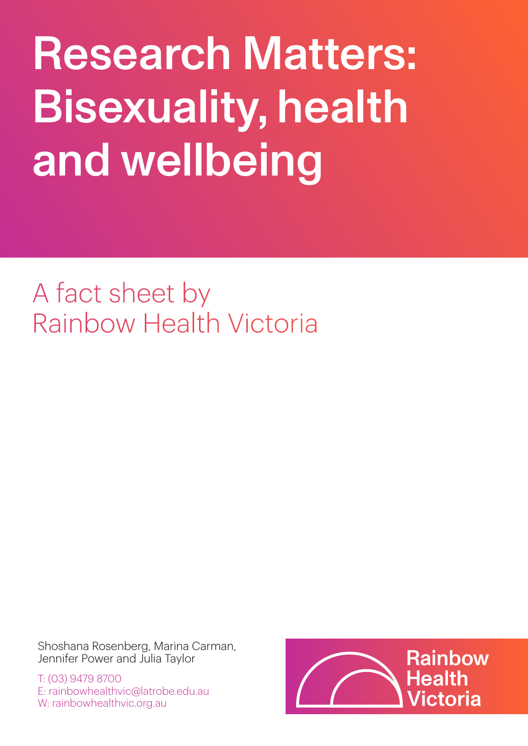# Research Matters: Bisexuality, health and wellbeing

## A fact sheet by Rainbow Health Victoria

Shoshana Rosenberg, Marina Carman, Jennifer Power and Julia Taylor

T: (03) 9479 8700
E: rainbowhealthvic@latrobe.edu.au
W: rainbowhealthvic.org.au

Rainbow Health Victoria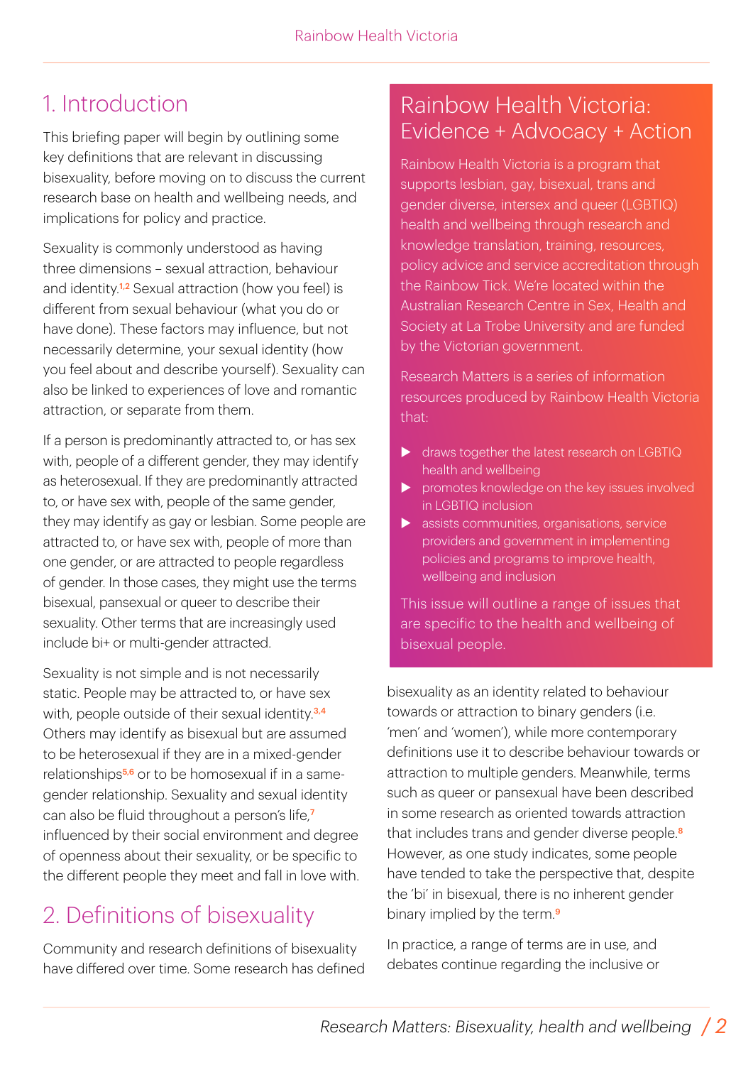# 1. Introduction

This briefing paper will begin by outlining some key definitions that are relevant in discussing bisexuality, before moving on to discuss the current research base on health and wellbeing needs, and implications for policy and practice.

Sexuality is commonly understood as having three dimensions – sexual attraction, behaviour and identity.[1,2] Sexual attraction (how you feel) is different from sexual behaviour (what you do or have done). These factors may influence, but not necessarily determine, your sexual identity (how you feel about and describe yourself). Sexuality can also be linked to experiences of love and romantic attraction, or separate from them.

If a person is predominantly attracted to, or has sex with, people of a different gender, they may identify as heterosexual. If they are predominantly attracted to, or have sex with, people of the same gender, they may identify as gay or lesbian. Some people are attracted to, or have sex with, people of more than one gender, or are attracted to people regardless of gender. In those cases, they might use the terms bisexual, pansexual or queer to describe their sexuality. Other terms that are increasingly used include bi+ or multi-gender attracted.

Sexuality is not simple and is not necessarily static. People may be attracted to, or have sex with, people outside of their sexual identity.[3,4] Others may identify as bisexual but are assumed to be heterosexual if they are in a mixed-gender relationships[5,6] or to be homosexual if in a same-gender relationship. Sexuality and sexual identity can also be fluid throughout a person's life,[7] influenced by their social environment and degree of openness about their sexuality, or be specific to the different people they meet and fall in love with.

## Rainbow Health Victoria: Evidence + Advocacy + Action

Rainbow Health Victoria is a program that supports lesbian, gay, bisexual, trans and gender diverse, intersex and queer (LGBTIQ) health and wellbeing through research and knowledge translation, training, resources, policy advice and service accreditation through the Rainbow Tick. We're located within the Australian Research Centre in Sex, Health and Society at La Trobe University and are funded by the Victorian government.

Research Matters is a series of information resources produced by Rainbow Health Victoria that:

- draws together the latest research on LGBTIQ health and wellbeing
- promotes knowledge on the key issues involved in LGBTIQ inclusion
- assists communities, organisations, service providers and government in implementing policies and programs to improve health, wellbeing and inclusion

This issue will outline a range of issues that are specific to the health and wellbeing of bisexual people.

# 2. Definitions of bisexuality

Community and research definitions of bisexuality have differed over time. Some research has defined bisexuality as an identity related to behaviour towards or attraction to binary genders (i.e. 'men' and 'women'), while more contemporary definitions use it to describe behaviour towards or attraction to multiple genders. Meanwhile, terms such as queer or pansexual have been described in some research as oriented towards attraction that includes trans and gender diverse people.[8] However, as one study indicates, some people have tended to take the perspective that, despite the 'bi' in bisexual, there is no inherent gender binary implied by the term.[9]

In practice, a range of terms are in use, and debates continue regarding the inclusive or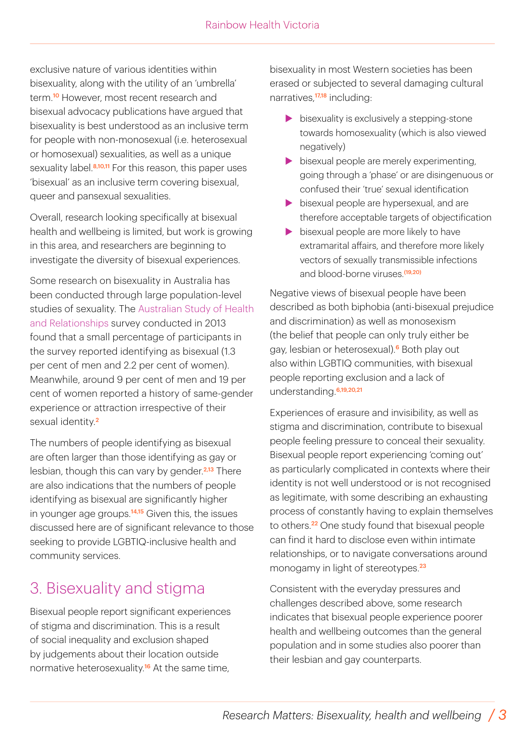exclusive nature of various identities within bisexuality, along with the utility of an 'umbrella' term.[10] However, most recent research and bisexual advocacy publications have argued that bisexuality is best understood as an inclusive term for people with non-monosexual (i.e. heterosexual or homosexual) sexualities, as well as a unique sexuality label.[8,10,11] For this reason, this paper uses 'bisexual' as an inclusive term covering bisexual, queer and pansexual sexualities.

Overall, research looking specifically at bisexual health and wellbeing is limited, but work is growing in this area, and researchers are beginning to investigate the diversity of bisexual experiences.

Some research on bisexuality in Australia has been conducted through large population-level studies of sexuality. The Australian Study of Health and Relationships survey conducted in 2013 found that a small percentage of participants in the survey reported identifying as bisexual (1.3 per cent of men and 2.2 per cent of women). Meanwhile, around 9 per cent of men and 19 per cent of women reported a history of same-gender experience or attraction irrespective of their sexual identity.[2]

The numbers of people identifying as bisexual are often larger than those identifying as gay or lesbian, though this can vary by gender.[2,13] There are also indications that the numbers of people identifying as bisexual are significantly higher in younger age groups.[14,15] Given this, the issues discussed here are of significant relevance to those seeking to provide LGBTIQ-inclusive health and community services.

## 3. Bisexuality and stigma

Bisexual people report significant experiences of stigma and discrimination. This is a result of social inequality and exclusion shaped by judgements about their location outside normative heterosexuality.[16] At the same time, bisexuality in most Western societies has been erased or subjected to several damaging cultural narratives,[17,18] including:

- bisexuality is exclusively a stepping-stone towards homosexuality (which is also viewed negatively)
- bisexual people are merely experimenting, going through a 'phase' or are disingenuous or confused their 'true' sexual identification
- bisexual people are hypersexual, and are therefore acceptable targets of objectification
- bisexual people are more likely to have extramarital affairs, and therefore more likely vectors of sexually transmissible infections and blood-borne viruses.[19,20]

Negative views of bisexual people have been described as both biphobia (anti-bisexual prejudice and discrimination) as well as monosexism (the belief that people can only truly either be gay, lesbian or heterosexual).[6] Both play out also within LGBTIQ communities, with bisexual people reporting exclusion and a lack of understanding.[6,19,20,21]

Experiences of erasure and invisibility, as well as stigma and discrimination, contribute to bisexual people feeling pressure to conceal their sexuality. Bisexual people report experiencing 'coming out' as particularly complicated in contexts where their identity is not well understood or is not recognised as legitimate, with some describing an exhausting process of constantly having to explain themselves to others.[22] One study found that bisexual people can find it hard to disclose even within intimate relationships, or to navigate conversations around monogamy in light of stereotypes.[23]

Consistent with the everyday pressures and challenges described above, some research indicates that bisexual people experience poorer health and wellbeing outcomes than the general population and in some studies also poorer than their lesbian and gay counterparts.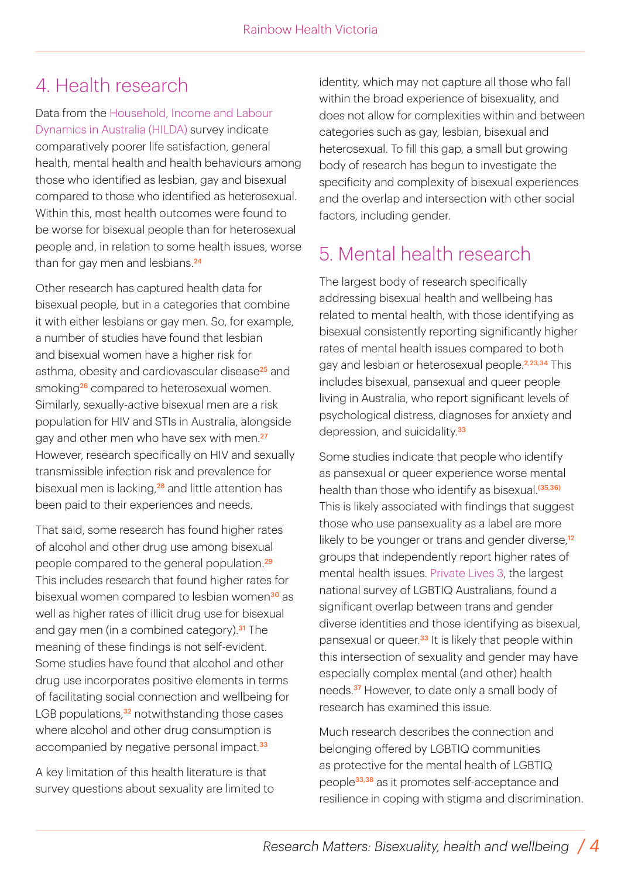## 4. Health research

Data from the Household, Income and Labour Dynamics in Australia (HILDA) survey indicate comparatively poorer life satisfaction, general health, mental health and health behaviours among those who identified as lesbian, gay and bisexual compared to those who identified as heterosexual. Within this, most health outcomes were found to be worse for bisexual people than for heterosexual people and, in relation to some health issues, worse than for gay men and lesbians.[24]

Other research has captured health data for bisexual people, but in a categories that combine it with either lesbians or gay men. So, for example, a number of studies have found that lesbian and bisexual women have a higher risk for asthma, obesity and cardiovascular disease[25] and smoking[26] compared to heterosexual women. Similarly, sexually-active bisexual men are a risk population for HIV and STIs in Australia, alongside gay and other men who have sex with men.[27] However, research specifically on HIV and sexually transmissible infection risk and prevalence for bisexual men is lacking,[28] and little attention has been paid to their experiences and needs.

That said, some research has found higher rates of alcohol and other drug use among bisexual people compared to the general population.[29] This includes research that found higher rates for bisexual women compared to lesbian women[30] as well as higher rates of illicit drug use for bisexual and gay men (in a combined category).[31] The meaning of these findings is not self-evident. Some studies have found that alcohol and other drug use incorporates positive elements in terms of facilitating social connection and wellbeing for LGB populations,[32] notwithstanding those cases where alcohol and other drug consumption is accompanied by negative personal impact.[33]

A key limitation of this health literature is that survey questions about sexuality are limited to identity, which may not capture all those who fall within the broad experience of bisexuality, and does not allow for complexities within and between categories such as gay, lesbian, bisexual and heterosexual. To fill this gap, a small but growing body of research has begun to investigate the specificity and complexity of bisexual experiences and the overlap and intersection with other social factors, including gender.

## 5. Mental health research

The largest body of research specifically addressing bisexual health and wellbeing has related to mental health, with those identifying as bisexual consistently reporting significantly higher rates of mental health issues compared to both gay and lesbian or heterosexual people.[2,23,34] This includes bisexual, pansexual and queer people living in Australia, who report significant levels of psychological distress, diagnoses for anxiety and depression, and suicidality.[33]

Some studies indicate that people who identify as pansexual or queer experience worse mental health than those who identify as bisexual.[35,36] This is likely associated with findings that suggest those who use pansexuality as a label are more likely to be younger or trans and gender diverse,[12] groups that independently report higher rates of mental health issues. Private Lives 3, the largest national survey of LGBTIQ Australians, found a significant overlap between trans and gender diverse identities and those identifying as bisexual, pansexual or queer.[33] It is likely that people within this intersection of sexuality and gender may have especially complex mental (and other) health needs.[37] However, to date only a small body of research has examined this issue.

Much research describes the connection and belonging offered by LGBTIQ communities as protective for the mental health of LGBTIQ people[33,38] as it promotes self-acceptance and resilience in coping with stigma and discrimination.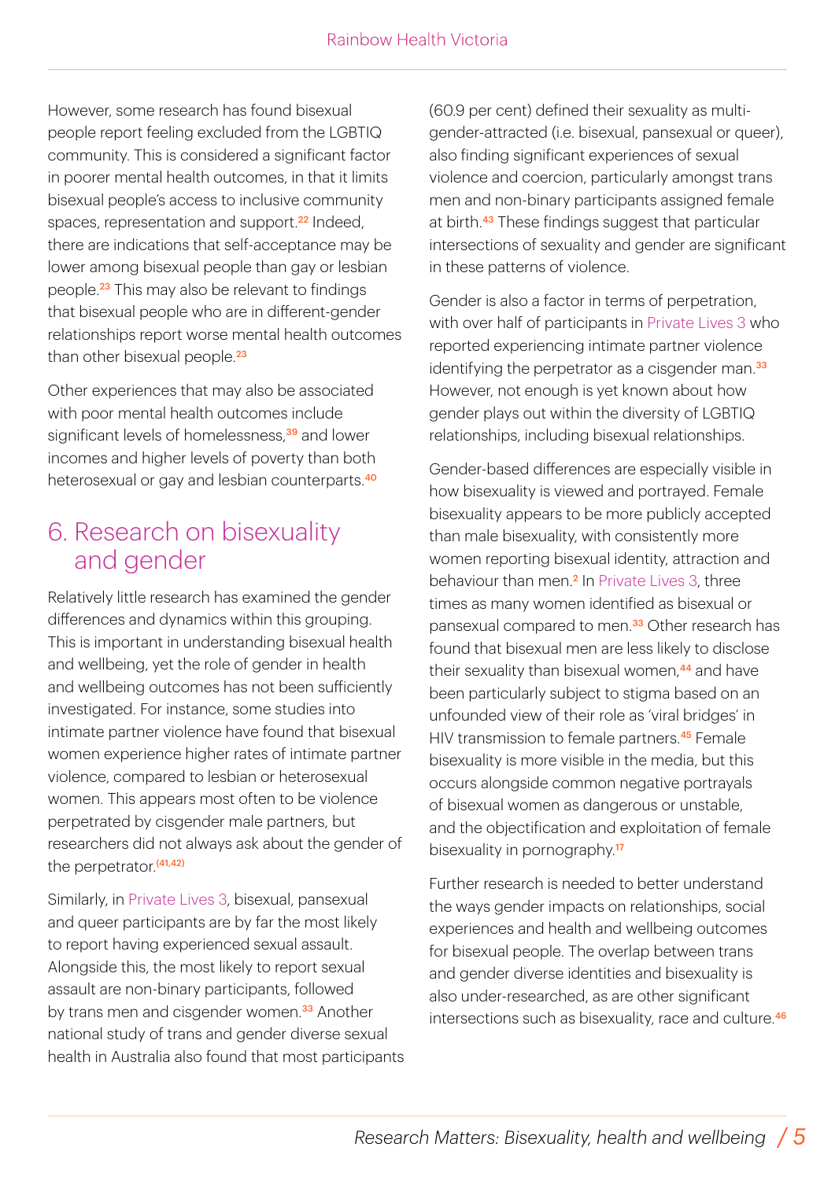However, some research has found bisexual people report feeling excluded from the LGBTIQ community. This is considered a significant factor in poorer mental health outcomes, in that it limits bisexual people's access to inclusive community spaces, representation and support.[22] Indeed, there are indications that self-acceptance may be lower among bisexual people than gay or lesbian people.[23] This may also be relevant to findings that bisexual people who are in different-gender relationships report worse mental health outcomes than other bisexual people.[23]

Other experiences that may also be associated with poor mental health outcomes include significant levels of homelessness,[39] and lower incomes and higher levels of poverty than both heterosexual or gay and lesbian counterparts.[40]

## 6. Research on bisexuality and gender

Relatively little research has examined the gender differences and dynamics within this grouping. This is important in understanding bisexual health and wellbeing, yet the role of gender in health and wellbeing outcomes has not been sufficiently investigated. For instance, some studies into intimate partner violence have found that bisexual women experience higher rates of intimate partner violence, compared to lesbian or heterosexual women. This appears most often to be violence perpetrated by cisgender male partners, but researchers did not always ask about the gender of the perpetrator.[41,42]

Similarly, in Private Lives 3, bisexual, pansexual and queer participants are by far the most likely to report having experienced sexual assault. Alongside this, the most likely to report sexual assault are non-binary participants, followed by trans men and cisgender women.[33] Another national study of trans and gender diverse sexual health in Australia also found that most participants (60.9 per cent) defined their sexuality as multi-gender-attracted (i.e. bisexual, pansexual or queer), also finding significant experiences of sexual violence and coercion, particularly amongst trans men and non-binary participants assigned female at birth.[43] These findings suggest that particular intersections of sexuality and gender are significant in these patterns of violence.

Gender is also a factor in terms of perpetration, with over half of participants in Private Lives 3 who reported experiencing intimate partner violence identifying the perpetrator as a cisgender man.[33] However, not enough is yet known about how gender plays out within the diversity of LGBTIQ relationships, including bisexual relationships.

Gender-based differences are especially visible in how bisexuality is viewed and portrayed. Female bisexuality appears to be more publicly accepted than male bisexuality, with consistently more women reporting bisexual identity, attraction and behaviour than men.[2] In Private Lives 3, three times as many women identified as bisexual or pansexual compared to men.[33] Other research has found that bisexual men are less likely to disclose their sexuality than bisexual women,[44] and have been particularly subject to stigma based on an unfounded view of their role as 'viral bridges' in HIV transmission to female partners.[45] Female bisexuality is more visible in the media, but this occurs alongside common negative portrayals of bisexual women as dangerous or unstable, and the objectification and exploitation of female bisexuality in pornography.[17]

Further research is needed to better understand the ways gender impacts on relationships, social experiences and health and wellbeing outcomes for bisexual people. The overlap between trans and gender diverse identities and bisexuality is also under-researched, as are other significant intersections such as bisexuality, race and culture.[46]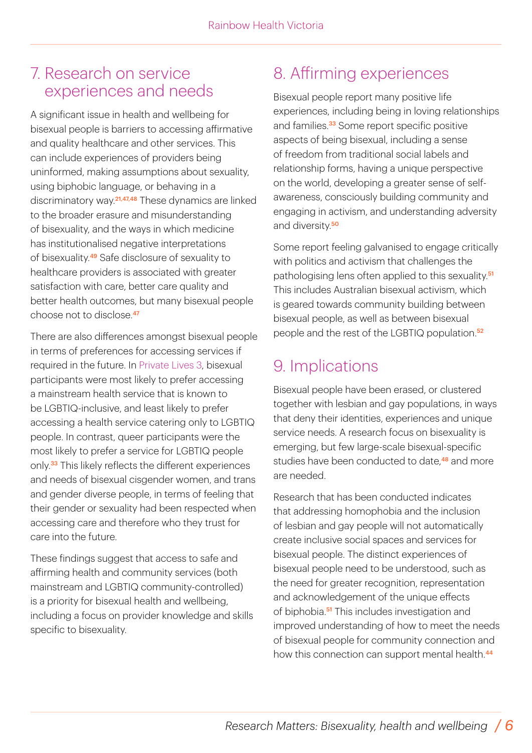## 7. Research on service experiences and needs

A significant issue in health and wellbeing for bisexual people is barriers to accessing affirmative and quality healthcare and other services. This can include experiences of providers being uninformed, making assumptions about sexuality, using biphobic language, or behaving in a discriminatory way.[21,47,48] These dynamics are linked to the broader erasure and misunderstanding of bisexuality, and the ways in which medicine has institutionalised negative interpretations of bisexuality.[49] Safe disclosure of sexuality to healthcare providers is associated with greater satisfaction with care, better care quality and better health outcomes, but many bisexual people choose not to disclose.[47]

There are also differences amongst bisexual people in terms of preferences for accessing services if required in the future. In Private Lives 3, bisexual participants were most likely to prefer accessing a mainstream health service that is known to be LGBTIQ-inclusive, and least likely to prefer accessing a health service catering only to LGBTIQ people. In contrast, queer participants were the most likely to prefer a service for LGBTIQ people only.[33] This likely reflects the different experiences and needs of bisexual cisgender women, and trans and gender diverse people, in terms of feeling that their gender or sexuality had been respected when accessing care and therefore who they trust for care into the future.

These findings suggest that access to safe and affirming health and community services (both mainstream and LGBTIQ community-controlled) is a priority for bisexual health and wellbeing, including a focus on provider knowledge and skills specific to bisexuality.

## 8. Affirming experiences

Bisexual people report many positive life experiences, including being in loving relationships and families.[33] Some report specific positive aspects of being bisexual, including a sense of freedom from traditional social labels and relationship forms, having a unique perspective on the world, developing a greater sense of self-awareness, consciously building community and engaging in activism, and understanding adversity and diversity.[50]

Some report feeling galvanised to engage critically with politics and activism that challenges the pathologising lens often applied to this sexuality.[51] This includes Australian bisexual activism, which is geared towards community building between bisexual people, as well as between bisexual people and the rest of the LGBTIQ population.[52]

## 9. Implications

Bisexual people have been erased, or clustered together with lesbian and gay populations, in ways that deny their identities, experiences and unique service needs. A research focus on bisexuality is emerging, but few large-scale bisexual-specific studies have been conducted to date,[48] and more are needed.

Research that has been conducted indicates that addressing homophobia and the inclusion of lesbian and gay people will not automatically create inclusive social spaces and services for bisexual people. The distinct experiences of bisexual people need to be understood, such as the need for greater recognition, representation and acknowledgement of the unique effects of biphobia.[51] This includes investigation and improved understanding of how to meet the needs of bisexual people for community connection and how this connection can support mental health.[44]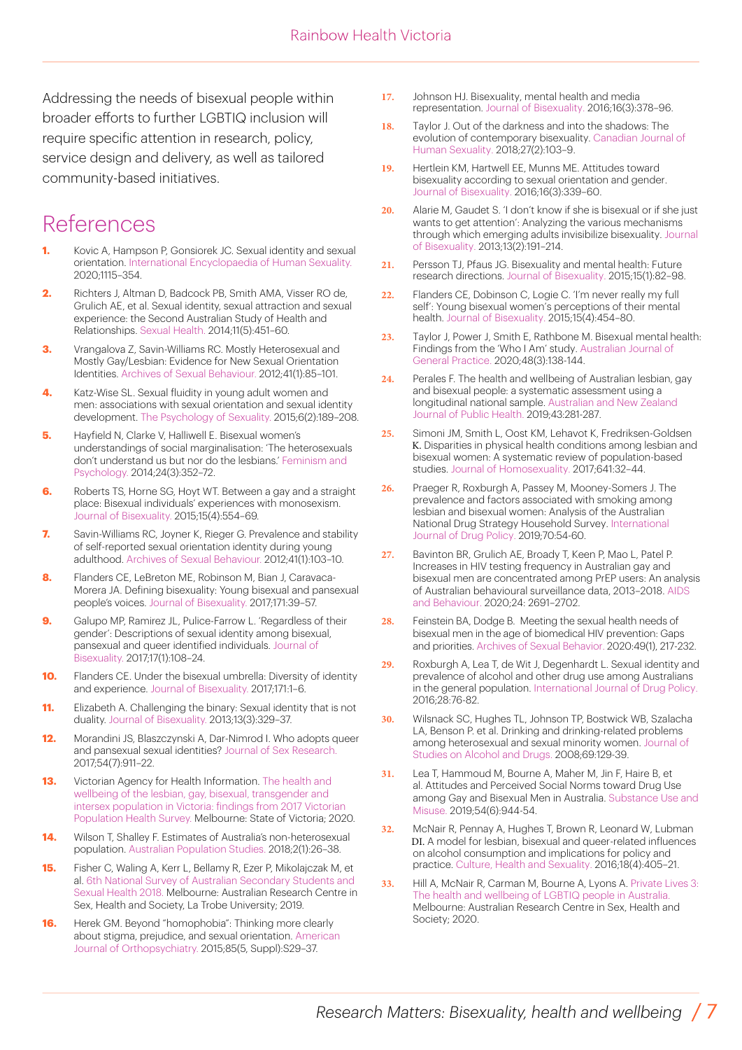Addressing the needs of bisexual people within broader efforts to further LGBTIQ inclusion will require specific attention in research, policy, service design and delivery, as well as tailored community-based initiatives.

# References

1. Kovic A, Hampson P, Gonsiorek JC. Sexual identity and sexual orientation. International Encyclopaedia of Human Sexuality. 2020;1115–354.
2. Richters J, Altman D, Badcock PB, Smith AMA, Visser RO de, Grulich AE, et al. Sexual identity, sexual attraction and sexual experience: the Second Australian Study of Health and Relationships. Sexual Health. 2014;11(5):451–60.
3. Vrangalova Z, Savin-Williams RC. Mostly Heterosexual and Mostly Gay/Lesbian: Evidence for New Sexual Orientation Identities. Archives of Sexual Behaviour. 2012;41(1):85–101.
4. Katz-Wise SL. Sexual fluidity in young adult women and men: associations with sexual orientation and sexual identity development. The Psychology of Sexuality. 2015;6(2):189–208.
5. Hayfield N, Clarke V, Halliwell E. Bisexual women's understandings of social marginalisation: 'The heterosexuals don't understand us but nor do the lesbians.' Feminism and Psychology. 2014;24(3):352–72.
6. Roberts TS, Horne SG, Hoyt WT. Between a gay and a straight place: Bisexual individuals' experiences with monosexism. Journal of Bisexuality. 2015;15(4):554–69.
7. Savin-Williams RC, Joyner K, Rieger G. Prevalence and stability of self-reported sexual orientation identity during young adulthood. Archives of Sexual Behaviour. 2012;41(1):103–10.
8. Flanders CE, LeBreton ME, Robinson M, Bian J, Caravaca-Morera JA. Defining bisexuality: Young bisexual and pansexual people's voices. Journal of Bisexuality. 2017;171:39–57.
9. Galupo MP, Ramirez JL, Pulice-Farrow L. 'Regardless of their gender': Descriptions of sexual identity among bisexual, pansexual and queer identified individuals. Journal of Bisexuality. 2017;17(1):108–24.
10. Flanders CE. Under the bisexual umbrella: Diversity of identity and experience. Journal of Bisexuality. 2017;171:1–6.
11. Elizabeth A. Challenging the binary: Sexual identity that is not duality. Journal of Bisexuality. 2013;13(3):329–37.
12. Morandini JS, Blaszczynski A, Dar-Nimrod I. Who adopts queer and pansexual sexual identities? Journal of Sex Research. 2017;54(7):911–22.
13. Victorian Agency for Health Information. The health and wellbeing of the lesbian, gay, bisexual, transgender and intersex population in Victoria: findings from 2017 Victorian Population Health Survey. Melbourne: State of Victoria; 2020.
14. Wilson T, Shalley F. Estimates of Australia's non-heterosexual population. Australian Population Studies. 2018;2(1):26–38.
15. Fisher C, Waling A, Kerr L, Bellamy R, Ezer P, Mikolajczak M, et al. 6th National Survey of Australian Secondary Students and Sexual Health 2018. Melbourne: Australian Research Centre in Sex, Health and Society, La Trobe University; 2019.
16. Herek GM. Beyond "homophobia": Thinking more clearly about stigma, prejudice, and sexual orientation. American Journal of Orthopsychiatry. 2015;85(5, Suppl):S29–37.
17. Johnson HJ. Bisexuality, mental health and media representation. Journal of Bisexuality. 2016;16(3):378–96.
18. Taylor J. Out of the darkness and into the shadows: The evolution of contemporary bisexuality. Canadian Journal of Human Sexuality. 2018;27(2):103–9.
19. Hertlein KM, Hartwell EE, Munns ME. Attitudes toward bisexuality according to sexual orientation and gender. Journal of Bisexuality. 2016;16(3):339–60.
20. Alarie M, Gaudet S. 'I don't know if she is bisexual or if she just wants to get attention': Analyzing the various mechanisms through which emerging adults invisibilize bisexuality. Journal of Bisexuality. 2013;13(2):191–214.
21. Persson TJ, Pfaus JG. Bisexuality and mental health: Future research directions. Journal of Bisexuality. 2015;15(1):82–98.
22. Flanders CE, Dobinson C, Logie C. 'I'm never really my full self': Young bisexual women's perceptions of their mental health. Journal of Bisexuality. 2015;15(4):454–80.
23. Taylor J, Power J, Smith E, Rathbone M. Bisexual mental health: Findings from the 'Who I Am' study. Australian Journal of General Practice. 2020;48(3):138-144.
24. Perales F. The health and wellbeing of Australian lesbian, gay and bisexual people: a systematic assessment using a longitudinal national sample. Australian and New Zealand Journal of Public Health. 2019;43:281-287.
25. Simoni JM, Smith L, Oost KM, Lehavot K, Fredriksen-Goldsen K. Disparities in physical health conditions among lesbian and bisexual women: A systematic review of population-based studies. Journal of Homosexuality. 2017;641:32–44.
26. Praeger R, Roxburgh A, Passey M, Mooney-Somers J. The prevalence and factors associated with smoking among lesbian and bisexual women: Analysis of the Australian National Drug Strategy Household Survey. International Journal of Drug Policy. 2019;70:54-60.
27. Bavinton BR, Grulich AE, Broady T, Keen P, Mao L, Patel P. Increases in HIV testing frequency in Australian gay and bisexual men are concentrated among PrEP users: An analysis of Australian behavioural surveillance data, 2013–2018. AIDS and Behaviour. 2020;24: 2691–2702.
28. Feinstein BA, Dodge B. Meeting the sexual health needs of bisexual men in the age of biomedical HIV prevention: Gaps and priorities. Archives of Sexual Behavior. 2020:49(1), 217-232.
29. Roxburgh A, Lea T, de Wit J, Degenhardt L. Sexual identity and prevalence of alcohol and other drug use among Australians in the general population. International Journal of Drug Policy. 2016;28:76-82.
30. Wilsnack SC, Hughes TL, Johnson TP, Bostwick WB, Szalacha LA, Benson P. et al. Drinking and drinking-related problems among heterosexual and sexual minority women. Journal of Studies on Alcohol and Drugs. 2008;69:129-39.
31. Lea T, Hammoud M, Bourne A, Maher M, Jin F, Haire B, et al. Attitudes and Perceived Social Norms toward Drug Use among Gay and Bisexual Men in Australia. Substance Use and Misuse. 2019;54(6):944-54.
32. McNair R, Pennay A, Hughes T, Brown R, Leonard W, Lubman DI. A model for lesbian, bisexual and queer-related influences on alcohol consumption and implications for policy and practice. Culture, Health and Sexuality. 2016;18(4):405–21.
33. Hill A, McNair R, Carman M, Bourne A, Lyons A. Private Lives 3: The health and wellbeing of LGBTIQ people in Australia. Melbourne: Australian Research Centre in Sex, Health and Society; 2020.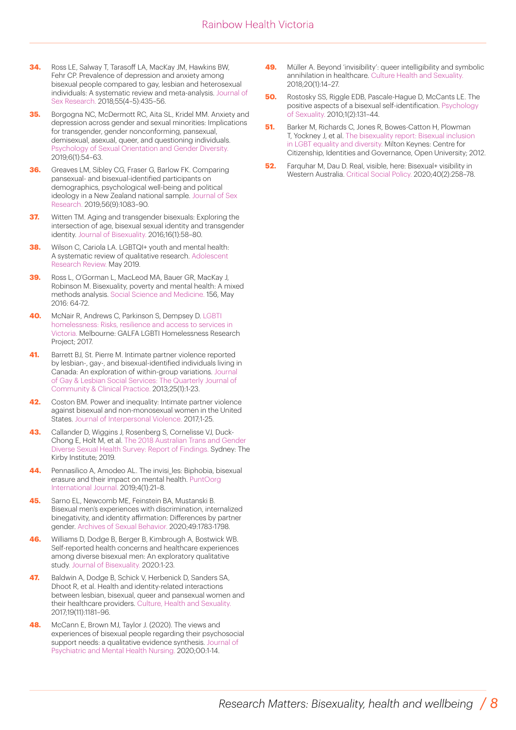34. Ross LE, Salway T, Tarasoff LA, MacKay JM, Hawkins BW, Fehr CP. Prevalence of depression and anxiety among bisexual people compared to gay, lesbian and heterosexual individuals: A systematic review and meta-analysis. Journal of Sex Research. 2018;55(4–5):435–56.

35. Borgogna NC, McDermott RC, Aita SL, Kridel MM. Anxiety and depression across gender and sexual minorities: Implications for transgender, gender nonconforming, pansexual, demisexual, asexual, queer, and questioning individuals. Psychology of Sexual Orientation and Gender Diversity. 2019;6(1):54–63.

36. Greaves LM, Sibley CG, Fraser G, Barlow FK. Comparing pansexual- and bisexual-identified participants on demographics, psychological well-being and political ideology in a New Zealand national sample. Journal of Sex Research. 2019;56(9):1083–90.

37. Witten TM. Aging and transgender bisexuals: Exploring the intersection of age, bisexual sexual identity and transgender identity. Journal of Bisexuality. 2016;16(1):58–80.

38. Wilson C, Cariola LA. LGBTQI+ youth and mental health: A systematic review of qualitative research. Adolescent Research Review. May 2019.

39. Ross L, O'Gorman L, MacLeod MA, Bauer GR, MacKay J, Robinson M. Bisexuality, poverty and mental health: A mixed methods analysis. Social Science and Medicine. 156, May 2016: 64-72.

40. McNair R, Andrews C, Parkinson S, Dempsey D. LGBTI homelessness: Risks, resilience and access to services in Victoria. Melbourne: GALFA LGBTI Homelessness Research Project; 2017.

41. Barrett BJ, St. Pierre M. Intimate partner violence reported by lesbian-, gay-, and bisexual-identified individuals living in Canada: An exploration of within-group variations. Journal of Gay & Lesbian Social Services: The Quarterly Journal of Community & Clinical Practice. 2013;25(1):1-23.

42. Coston BM. Power and inequality: Intimate partner violence against bisexual and non-monosexual women in the United States. Journal of Interpersonal Violence. 2017;1-25.

43. Callander D, Wiggins J, Rosenberg S, Cornelisse VJ, Duck-Chong E, Holt M, et al. The 2018 Australian Trans and Gender Diverse Sexual Health Survey: Report of Findings. Sydney: The Kirby Institute; 2019.

44. Pennasilico A, Amodeo AL. The invisi_les: Biphobia, bisexual erasure and their impact on mental health. PuntOorg International Journal. 2019;4(1):21–8.

45. Sarno EL, Newcomb ME, Feinstein BA, Mustanski B. Bisexual men's experiences with discrimination, internalized binegativity, and identity affirmation: Differences by partner gender. Archives of Sexual Behavior. 2020;49:1783-1798.

46. Williams D, Dodge B, Berger B, Kimbrough A, Bostwick WB. Self-reported health concerns and healthcare experiences among diverse bisexual men: An exploratory qualitative study. Journal of Bisexuality. 2020:1-23.

47. Baldwin A, Dodge B, Schick V, Herbenick D, Sanders SA, Dhoot R, et al. Health and identity-related interactions between lesbian, bisexual, queer and pansexual women and their healthcare providers. Culture, Health and Sexuality. 2017;19(11):1181–96.

48. McCann E, Brown MJ, Taylor J. (2020). The views and experiences of bisexual people regarding their psychosocial support needs: a qualitative evidence synthesis. Journal of Psychiatric and Mental Health Nursing. 2020;00:1-14.

49. Müller A. Beyond 'invisibility': queer intelligibility and symbolic annihilation in healthcare. Culture Health and Sexuality. 2018;20(1):14–27.

50. Rostosky SS, Riggle EDB, Pascale-Hague D, McCants LE. The positive aspects of a bisexual self-identification. Psychology of Sexuality. 2010;1(2):131–44.

51. Barker M, Richards C, Jones R, Bowes-Catton H, Plowman T, Yockney J, et al. The bisexuality report: Bisexual inclusion in LGBT equality and diversity. Milton Keynes: Centre for Citizenship, Identities and Governance, Open University; 2012.

52. Farquhar M, Dau D. Real, visible, here: Bisexual+ visibility in Western Australia. Critical Social Policy. 2020;40(2):258–78.